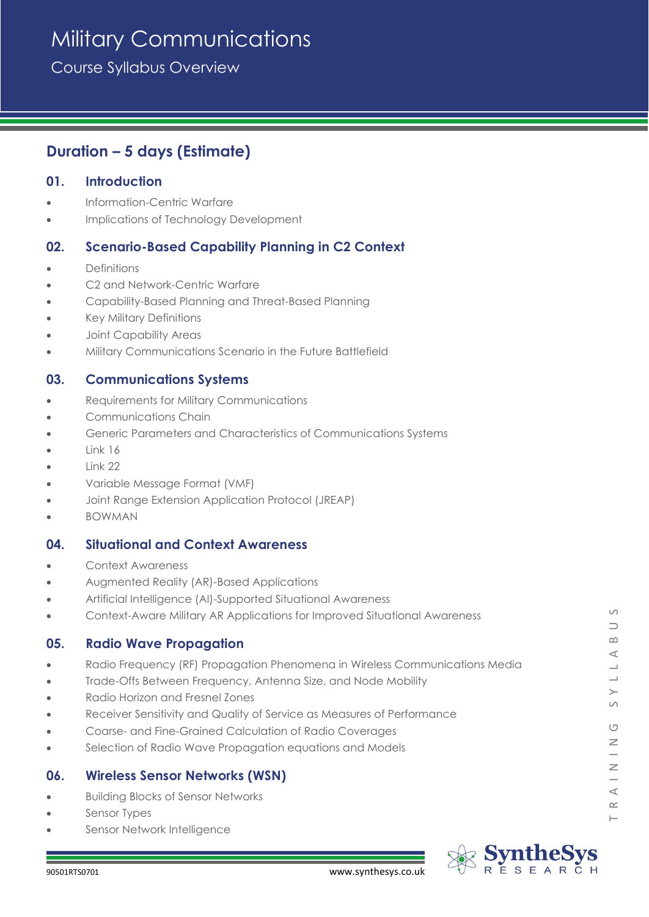# Military Communications

## Course Syllabus Overview

## Duration – 5 days (Estimate)

### 01. Introduction

- Information-Centric Warfare
- Implications of Technology Development

### 02. Scenario-Based Capability Planning in C2 Context

- Definitions
- C2 and Network-Centric Warfare
- Capability-Based Planning and Threat-Based Planning
- Key Military Definitions
- Joint Capability Areas
- Military Communications Scenario in the Future Battlefield

### 03. Communications Systems

- Requirements for Military Communications
- Communications Chain
- Generic Parameters and Characteristics of Communications Systems
- Link 16
- Link 22
- Variable Message Format (VMF)
- Joint Range Extension Application Protocol (JREAP)
- BOWMAN

### 04. Situational and Context Awareness

- Context Awareness
- Augmented Reality (AR)-Based Applications
- Artificial Intelligence (AI)-Supported Situational Awareness
- Context-Aware Military AR Applications for Improved Situational Awareness

### 05. Radio Wave Propagation

- Radio Frequency (RF) Propagation Phenomena in Wireless Communications Media
- Trade-Offs Between Frequency, Antenna Size, and Node Mobility
- Radio Horizon and Fresnel Zones
- Receiver Sensitivity and Quality of Service as Measures of Performance
- Coarse- and Fine-Grained Calculation of Radio Coverages
- Selection of Radio Wave Propagation equations and Models

### 06. Wireless Sensor Networks (WSN)

- Building Blocks of Sensor Networks
- Sensor Types
- Sensor Network Intelligence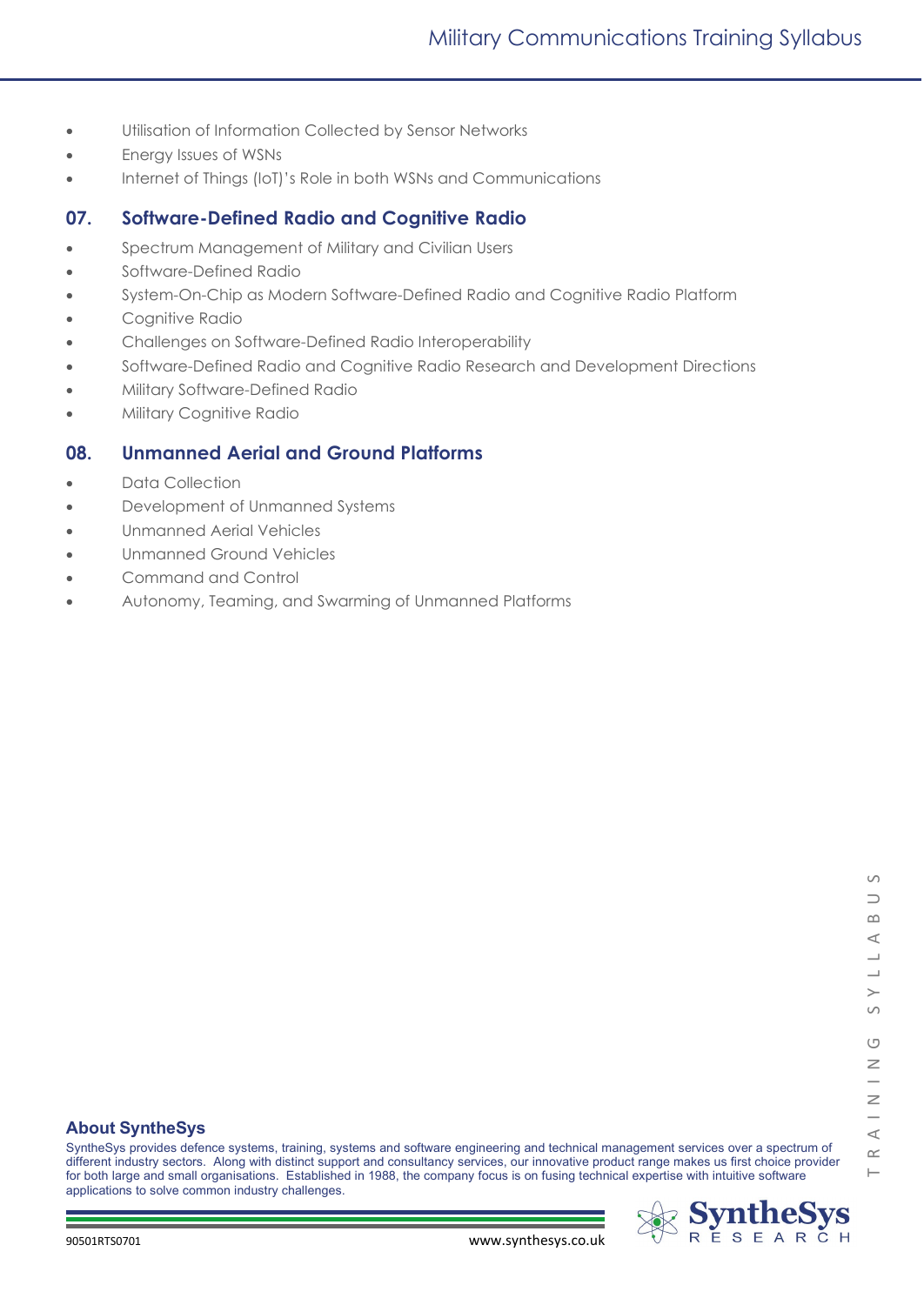- Utilisation of Information Collected by Sensor Networks
- Energy Issues of WSNs
- Internet of Things (IoT)'s Role in both WSNs and Communications

## 07. Software-Defined Radio and Cognitive Radio

- Spectrum Management of Military and Civilian Users
- Software-Defined Radio
- System-On-Chip as Modern Software-Defined Radio and Cognitive Radio Platform
- Cognitive Radio
- Challenges on Software-Defined Radio Interoperability
- Software-Defined Radio and Cognitive Radio Research and Development Directions
- Military Software-Defined Radio
- Military Cognitive Radio

## 08. Unmanned Aerial and Ground Platforms

- Data Collection
- Development of Unmanned Systems
- Unmanned Aerial Vehicles
- Unmanned Ground Vehicles
- Command and Control
- Autonomy, Teaming, and Swarming of Unmanned Platforms

### About SyntheSys

SyntheSys provides defence systems, training, systems and software engineering and technical management services over a spectrum of different industry sectors. Along with distinct support and consultancy services, our innovative product range makes us first choice provider for both large and small organisations. Established in 1988, the company focus is on fusing technical expertise with intuitive software applications to solve common industry challenges.

90501RTS0701

www.synthesys.co.uk